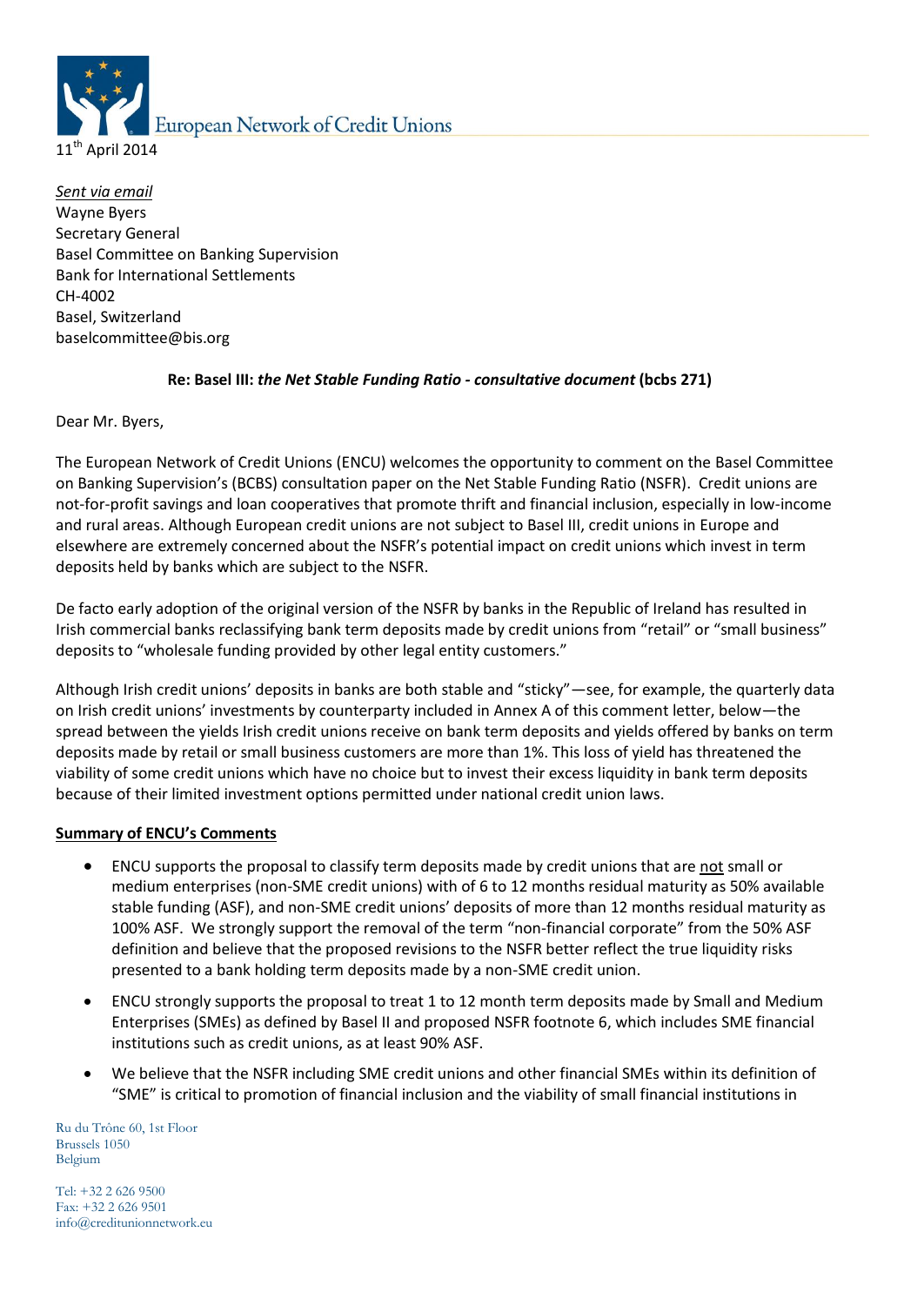European Network of Credit Unions

11th April 2014

*Sent via email*
Wayne Byers
Secretary General
Basel Committee on Banking Supervision
Bank for International Settlements
CH-4002
Basel, Switzerland
baselcommittee@bis.org

**Re: Basel III: *the Net Stable Funding Ratio - consultative document* (bcbs 271)**

Dear Mr. Byers,

The European Network of Credit Unions (ENCU) welcomes the opportunity to comment on the Basel Committee on Banking Supervision's (BCBS) consultation paper on the Net Stable Funding Ratio (NSFR). Credit unions are not-for-profit savings and loan cooperatives that promote thrift and financial inclusion, especially in low-income and rural areas. Although European credit unions are not subject to Basel III, credit unions in Europe and elsewhere are extremely concerned about the NSFR's potential impact on credit unions which invest in term deposits held by banks which are subject to the NSFR.

De facto early adoption of the original version of the NSFR by banks in the Republic of Ireland has resulted in Irish commercial banks reclassifying bank term deposits made by credit unions from "retail" or "small business" deposits to "wholesale funding provided by other legal entity customers."

Although Irish credit unions' deposits in banks are both stable and "sticky"—see, for example, the quarterly data on Irish credit unions' investments by counterparty included in Annex A of this comment letter, below—the spread between the yields Irish credit unions receive on bank term deposits and yields offered by banks on term deposits made by retail or small business customers are more than 1%. This loss of yield has threatened the viability of some credit unions which have no choice but to invest their excess liquidity in bank term deposits because of their limited investment options permitted under national credit union laws.

**Summary of ENCU's Comments**

- ENCU supports the proposal to classify term deposits made by credit unions that are not small or medium enterprises (non-SME credit unions) with of 6 to 12 months residual maturity as 50% available stable funding (ASF), and non-SME credit unions' deposits of more than 12 months residual maturity as 100% ASF. We strongly support the removal of the term "non-financial corporate" from the 50% ASF definition and believe that the proposed revisions to the NSFR better reflect the true liquidity risks presented to a bank holding term deposits made by a non-SME credit union.
- ENCU strongly supports the proposal to treat 1 to 12 month term deposits made by Small and Medium Enterprises (SMEs) as defined by Basel II and proposed NSFR footnote 6, which includes SME financial institutions such as credit unions, as at least 90% ASF.
- We believe that the NSFR including SME credit unions and other financial SMEs within its definition of "SME" is critical to promotion of financial inclusion and the viability of small financial institutions in

Ru du Trône 60, 1st Floor
Brussels 1050
Belgium

Tel: +32 2 626 9500
Fax: +32 2 626 9501
info@creditunionnetwork.eu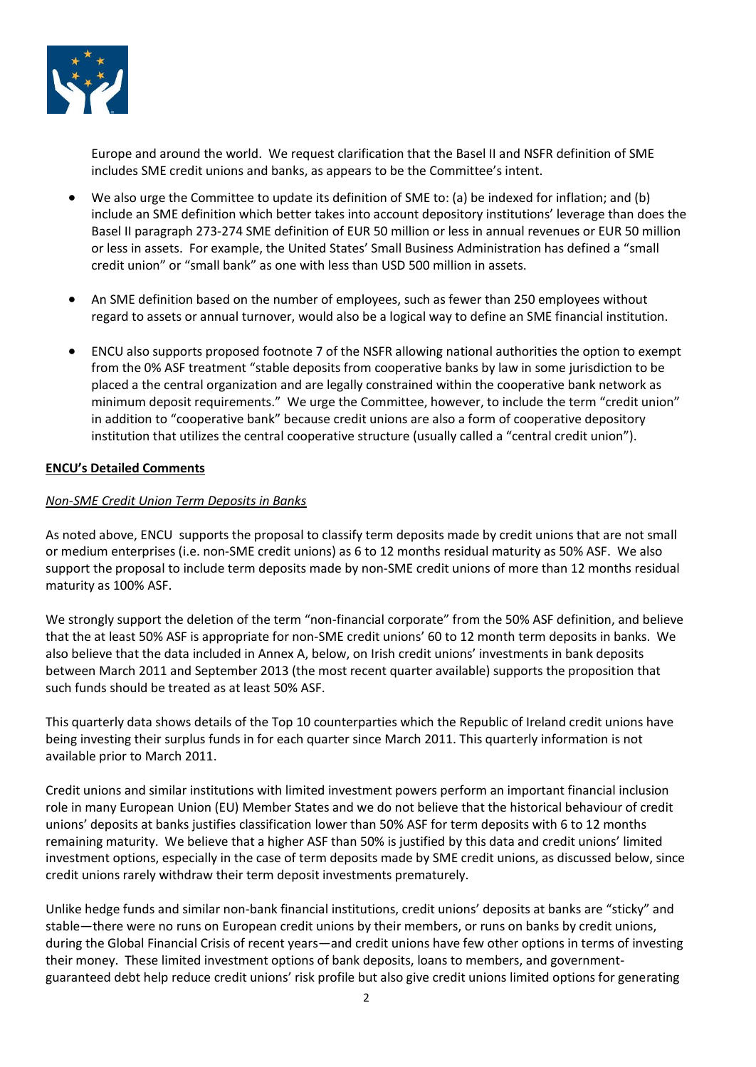Europe and around the world. We request clarification that the Basel II and NSFR definition of SME includes SME credit unions and banks, as appears to be the Committee's intent.

- We also urge the Committee to update its definition of SME to: (a) be indexed for inflation; and (b) include an SME definition which better takes into account depository institutions' leverage than does the Basel II paragraph 273-274 SME definition of EUR 50 million or less in annual revenues or EUR 50 million or less in assets. For example, the United States' Small Business Administration has defined a "small credit union" or "small bank" as one with less than USD 500 million in assets.

- An SME definition based on the number of employees, such as fewer than 250 employees without regard to assets or annual turnover, would also be a logical way to define an SME financial institution.

- ENCU also supports proposed footnote 7 of the NSFR allowing national authorities the option to exempt from the 0% ASF treatment "stable deposits from cooperative banks by law in some jurisdiction to be placed a the central organization and are legally constrained within the cooperative bank network as minimum deposit requirements." We urge the Committee, however, to include the term "credit union" in addition to "cooperative bank" because credit unions are also a form of cooperative depository institution that utilizes the central cooperative structure (usually called a "central credit union").

**ENCU's Detailed Comments**

*Non-SME Credit Union Term Deposits in Banks*

As noted above, ENCU supports the proposal to classify term deposits made by credit unions that are not small or medium enterprises (i.e. non-SME credit unions) as 6 to 12 months residual maturity as 50% ASF. We also support the proposal to include term deposits made by non-SME credit unions of more than 12 months residual maturity as 100% ASF.

We strongly support the deletion of the term "non-financial corporate" from the 50% ASF definition, and believe that the at least 50% ASF is appropriate for non-SME credit unions' 60 to 12 month term deposits in banks. We also believe that the data included in Annex A, below, on Irish credit unions' investments in bank deposits between March 2011 and September 2013 (the most recent quarter available) supports the proposition that such funds should be treated as at least 50% ASF.

This quarterly data shows details of the Top 10 counterparties which the Republic of Ireland credit unions have being investing their surplus funds in for each quarter since March 2011. This quarterly information is not available prior to March 2011.

Credit unions and similar institutions with limited investment powers perform an important financial inclusion role in many European Union (EU) Member States and we do not believe that the historical behaviour of credit unions' deposits at banks justifies classification lower than 50% ASF for term deposits with 6 to 12 months remaining maturity. We believe that a higher ASF than 50% is justified by this data and credit unions' limited investment options, especially in the case of term deposits made by SME credit unions, as discussed below, since credit unions rarely withdraw their term deposit investments prematurely.

Unlike hedge funds and similar non-bank financial institutions, credit unions' deposits at banks are "sticky" and stable—there were no runs on European credit unions by their members, or runs on banks by credit unions, during the Global Financial Crisis of recent years—and credit unions have few other options in terms of investing their money. These limited investment options of bank deposits, loans to members, and government-guaranteed debt help reduce credit unions' risk profile but also give credit unions limited options for generating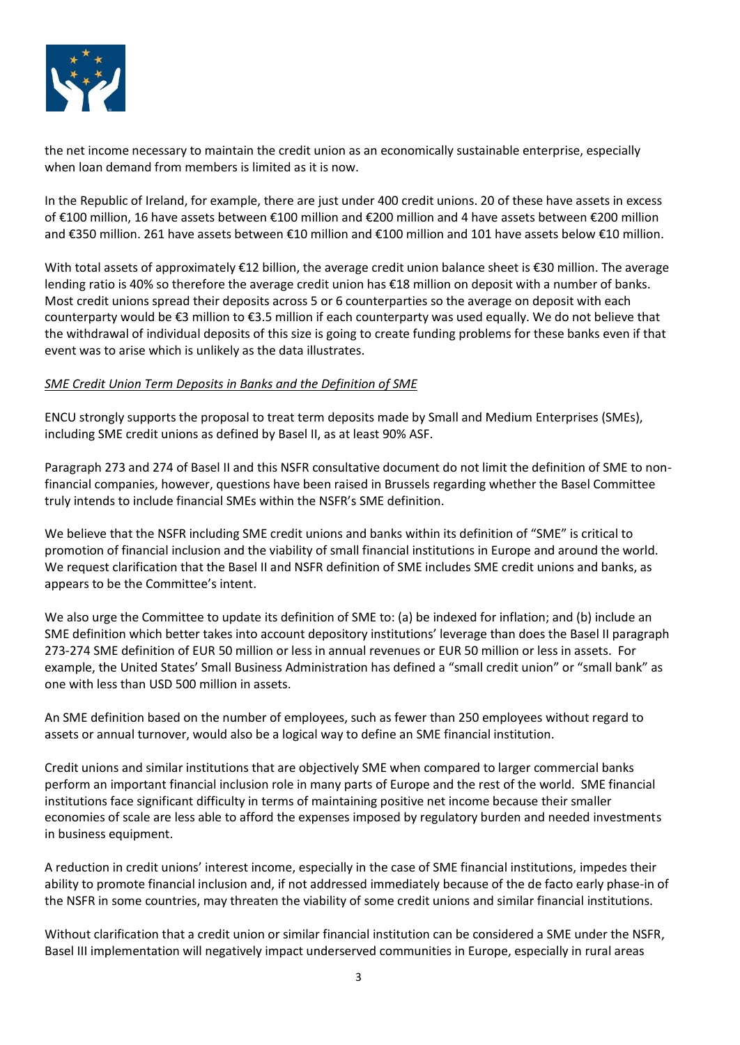the net income necessary to maintain the credit union as an economically sustainable enterprise, especially when loan demand from members is limited as it is now.

In the Republic of Ireland, for example, there are just under 400 credit unions. 20 of these have assets in excess of €100 million, 16 have assets between €100 million and €200 million and 4 have assets between €200 million and €350 million. 261 have assets between €10 million and €100 million and 101 have assets below €10 million.

With total assets of approximately €12 billion, the average credit union balance sheet is €30 million. The average lending ratio is 40% so therefore the average credit union has €18 million on deposit with a number of banks. Most credit unions spread their deposits across 5 or 6 counterparties so the average on deposit with each counterparty would be €3 million to €3.5 million if each counterparty was used equally. We do not believe that the withdrawal of individual deposits of this size is going to create funding problems for these banks even if that event was to arise which is unlikely as the data illustrates.

*SME Credit Union Term Deposits in Banks and the Definition of SME*

ENCU strongly supports the proposal to treat term deposits made by Small and Medium Enterprises (SMEs), including SME credit unions as defined by Basel II, as at least 90% ASF.

Paragraph 273 and 274 of Basel II and this NSFR consultative document do not limit the definition of SME to non-financial companies, however, questions have been raised in Brussels regarding whether the Basel Committee truly intends to include financial SMEs within the NSFR's SME definition.

We believe that the NSFR including SME credit unions and banks within its definition of "SME" is critical to promotion of financial inclusion and the viability of small financial institutions in Europe and around the world. We request clarification that the Basel II and NSFR definition of SME includes SME credit unions and banks, as appears to be the Committee's intent.

We also urge the Committee to update its definition of SME to: (a) be indexed for inflation; and (b) include an SME definition which better takes into account depository institutions' leverage than does the Basel II paragraph 273-274 SME definition of EUR 50 million or less in annual revenues or EUR 50 million or less in assets. For example, the United States' Small Business Administration has defined a "small credit union" or "small bank" as one with less than USD 500 million in assets.

An SME definition based on the number of employees, such as fewer than 250 employees without regard to assets or annual turnover, would also be a logical way to define an SME financial institution.

Credit unions and similar institutions that are objectively SME when compared to larger commercial banks perform an important financial inclusion role in many parts of Europe and the rest of the world. SME financial institutions face significant difficulty in terms of maintaining positive net income because their smaller economies of scale are less able to afford the expenses imposed by regulatory burden and needed investments in business equipment.

A reduction in credit unions' interest income, especially in the case of SME financial institutions, impedes their ability to promote financial inclusion and, if not addressed immediately because of the de facto early phase-in of the NSFR in some countries, may threaten the viability of some credit unions and similar financial institutions.

Without clarification that a credit union or similar financial institution can be considered a SME under the NSFR, Basel III implementation will negatively impact underserved communities in Europe, especially in rural areas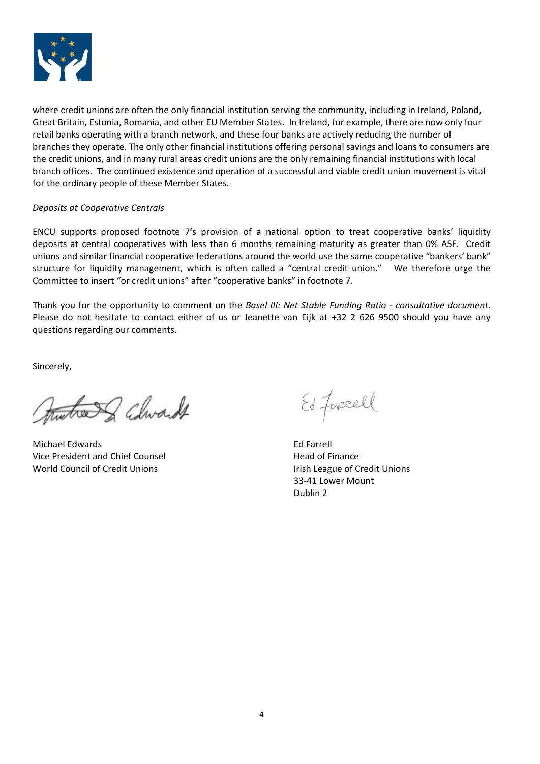where credit unions are often the only financial institution serving the community, including in Ireland, Poland, Great Britain, Estonia, Romania, and other EU Member States. In Ireland, for example, there are now only four retail banks operating with a branch network, and these four banks are actively reducing the number of branches they operate. The only other financial institutions offering personal savings and loans to consumers are the credit unions, and in many rural areas credit unions are the only remaining financial institutions with local branch offices. The continued existence and operation of a successful and viable credit union movement is vital for the ordinary people of these Member States.

*Deposits at Cooperative Centrals*

ENCU supports proposed footnote 7's provision of a national option to treat cooperative banks' liquidity deposits at central cooperatives with less than 6 months remaining maturity as greater than 0% ASF. Credit unions and similar financial cooperative federations around the world use the same cooperative "bankers' bank" structure for liquidity management, which is often called a "central credit union." We therefore urge the Committee to insert "or credit unions" after "cooperative banks" in footnote 7.

Thank you for the opportunity to comment on the *Basel III: Net Stable Funding Ratio - consultative document*. Please do not hesitate to contact either of us or Jeanette van Eijk at +32 2 626 9500 should you have any questions regarding our comments.

Sincerely,

Michael Edwards
Vice President and Chief Counsel
World Council of Credit Unions

Ed Farrell
Head of Finance
Irish League of Credit Unions
33-41 Lower Mount
Dublin 2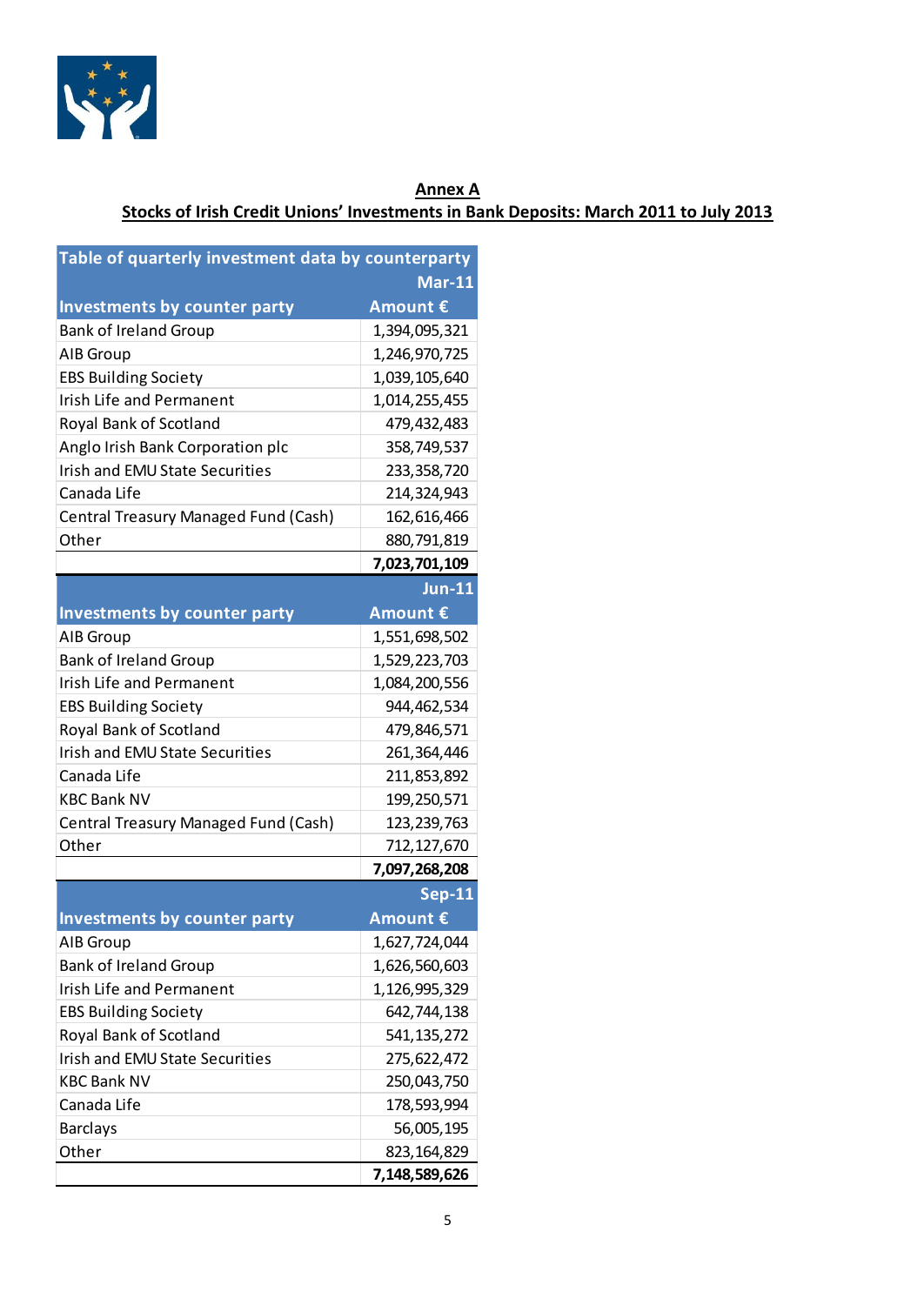**Annex A**

**Stocks of Irish Credit Unions' Investments in Bank Deposits: March 2011 to July 2013**

| Table of quarterly investment data by counterparty | |
|---|---|
| | **Mar-11** |
| **Investments by counter party** | **Amount €** |
| Bank of Ireland Group | 1,394,095,321 |
| AIB Group | 1,246,970,725 |
| EBS Building Society | 1,039,105,640 |
| Irish Life and Permanent | 1,014,255,455 |
| Royal Bank of Scotland | 479,432,483 |
| Anglo Irish Bank Corporation plc | 358,749,537 |
| Irish and EMU State Securities | 233,358,720 |
| Canada Life | 214,324,943 |
| Central Treasury Managed Fund (Cash) | 162,616,466 |
| Other | 880,791,819 |
| | **7,023,701,109** |
| | **Jun-11** |
| **Investments by counter party** | **Amount €** |
| AIB Group | 1,551,698,502 |
| Bank of Ireland Group | 1,529,223,703 |
| Irish Life and Permanent | 1,084,200,556 |
| EBS Building Society | 944,462,534 |
| Royal Bank of Scotland | 479,846,571 |
| Irish and EMU State Securities | 261,364,446 |
| Canada Life | 211,853,892 |
| KBC Bank NV | 199,250,571 |
| Central Treasury Managed Fund (Cash) | 123,239,763 |
| Other | 712,127,670 |
| | **7,097,268,208** |
| | **Sep-11** |
| **Investments by counter party** | **Amount €** |
| AIB Group | 1,627,724,044 |
| Bank of Ireland Group | 1,626,560,603 |
| Irish Life and Permanent | 1,126,995,329 |
| EBS Building Society | 642,744,138 |
| Royal Bank of Scotland | 541,135,272 |
| Irish and EMU State Securities | 275,622,472 |
| KBC Bank NV | 250,043,750 |
| Canada Life | 178,593,994 |
| Barclays | 56,005,195 |
| Other | 823,164,829 |
| | **7,148,589,626** |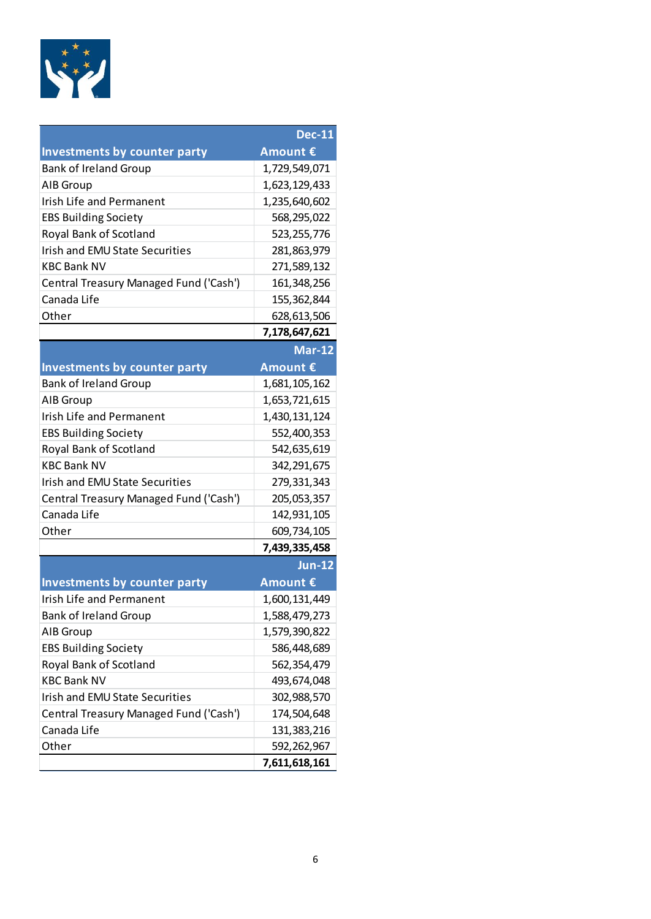| Investments by counter party | Dec-11 Amount € |
|---|---|
| Bank of Ireland Group | 1,729,549,071 |
| AIB Group | 1,623,129,433 |
| Irish Life and Permanent | 1,235,640,602 |
| EBS Building Society | 568,295,022 |
| Royal Bank of Scotland | 523,255,776 |
| Irish and EMU State Securities | 281,863,979 |
| KBC Bank NV | 271,589,132 |
| Central Treasury Managed Fund ('Cash') | 161,348,256 |
| Canada Life | 155,362,844 |
| Other | 628,613,506 |
| | **7,178,647,621** |

| Investments by counter party | Mar-12 Amount € |
|---|---|
| Bank of Ireland Group | 1,681,105,162 |
| AIB Group | 1,653,721,615 |
| Irish Life and Permanent | 1,430,131,124 |
| EBS Building Society | 552,400,353 |
| Royal Bank of Scotland | 542,635,619 |
| KBC Bank NV | 342,291,675 |
| Irish and EMU State Securities | 279,331,343 |
| Central Treasury Managed Fund ('Cash') | 205,053,357 |
| Canada Life | 142,931,105 |
| Other | 609,734,105 |
| | **7,439,335,458** |

| Investments by counter party | Jun-12 Amount € |
|---|---|
| Irish Life and Permanent | 1,600,131,449 |
| Bank of Ireland Group | 1,588,479,273 |
| AIB Group | 1,579,390,822 |
| EBS Building Society | 586,448,689 |
| Royal Bank of Scotland | 562,354,479 |
| KBC Bank NV | 493,674,048 |
| Irish and EMU State Securities | 302,988,570 |
| Central Treasury Managed Fund ('Cash') | 174,504,648 |
| Canada Life | 131,383,216 |
| Other | 592,262,967 |
| | **7,611,618,161** |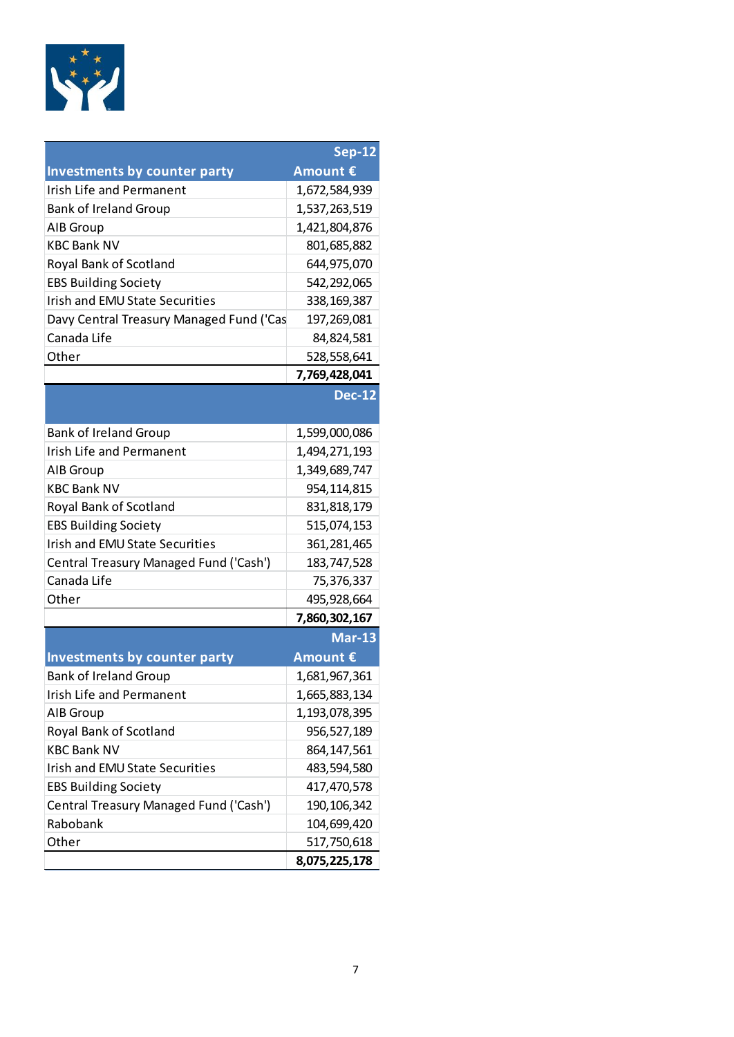| Investments by counter party | Sep-12 Amount € |
|---|---|
| Irish Life and Permanent | 1,672,584,939 |
| Bank of Ireland Group | 1,537,263,519 |
| AIB Group | 1,421,804,876 |
| KBC Bank NV | 801,685,882 |
| Royal Bank of Scotland | 644,975,070 |
| EBS Building Society | 542,292,065 |
| Irish and EMU State Securities | 338,169,387 |
| Davy Central Treasury Managed Fund ('Cas | 197,269,081 |
| Canada Life | 84,824,581 |
| Other | 528,558,641 |
| | **7,769,428,041** |

| | Dec-12 |
|---|---|
| Bank of Ireland Group | 1,599,000,086 |
| Irish Life and Permanent | 1,494,271,193 |
| AIB Group | 1,349,689,747 |
| KBC Bank NV | 954,114,815 |
| Royal Bank of Scotland | 831,818,179 |
| EBS Building Society | 515,074,153 |
| Irish and EMU State Securities | 361,281,465 |
| Central Treasury Managed Fund ('Cash') | 183,747,528 |
| Canada Life | 75,376,337 |
| Other | 495,928,664 |
| | **7,860,302,167** |

| Investments by counter party | Mar-13 Amount € |
|---|---|
| Bank of Ireland Group | 1,681,967,361 |
| Irish Life and Permanent | 1,665,883,134 |
| AIB Group | 1,193,078,395 |
| Royal Bank of Scotland | 956,527,189 |
| KBC Bank NV | 864,147,561 |
| Irish and EMU State Securities | 483,594,580 |
| EBS Building Society | 417,470,578 |
| Central Treasury Managed Fund ('Cash') | 190,106,342 |
| Rabobank | 104,699,420 |
| Other | 517,750,618 |
| | **8,075,225,178** |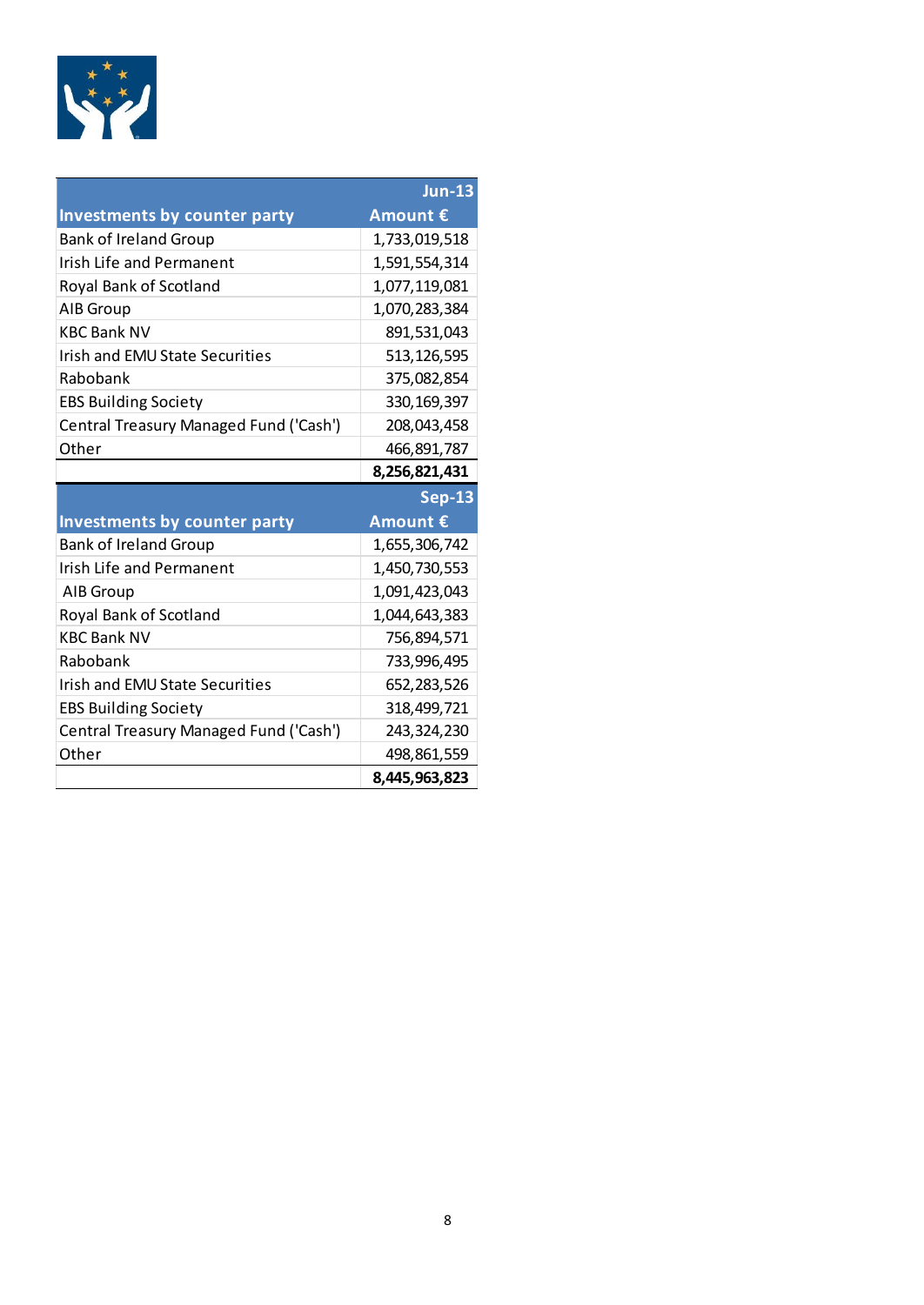| Investments by counter party | Jun-13 Amount € |
|---|---|
| Bank of Ireland Group | 1,733,019,518 |
| Irish Life and Permanent | 1,591,554,314 |
| Royal Bank of Scotland | 1,077,119,081 |
| AIB Group | 1,070,283,384 |
| KBC Bank NV | 891,531,043 |
| Irish and EMU State Securities | 513,126,595 |
| Rabobank | 375,082,854 |
| EBS Building Society | 330,169,397 |
| Central Treasury Managed Fund ('Cash') | 208,043,458 |
| Other | 466,891,787 |
| | **8,256,821,431** |

| Investments by counter party | Sep-13 Amount € |
|---|---|
| Bank of Ireland Group | 1,655,306,742 |
| Irish Life and Permanent | 1,450,730,553 |
| AIB Group | 1,091,423,043 |
| Royal Bank of Scotland | 1,044,643,383 |
| KBC Bank NV | 756,894,571 |
| Rabobank | 733,996,495 |
| Irish and EMU State Securities | 652,283,526 |
| EBS Building Society | 318,499,721 |
| Central Treasury Managed Fund ('Cash') | 243,324,230 |
| Other | 498,861,559 |
| | **8,445,963,823** |